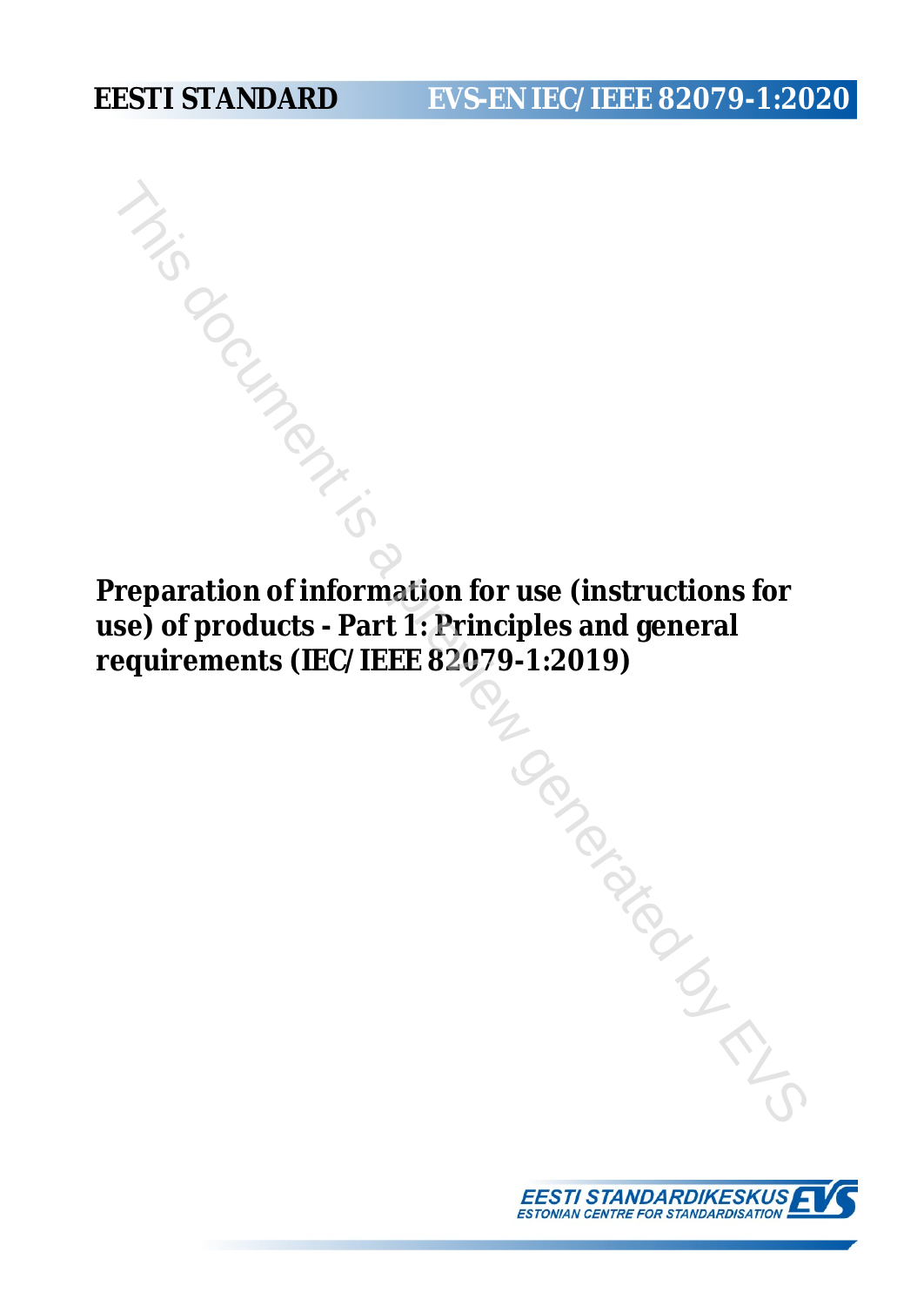EESTI STANDARD

EVS-EN IEC/IEEE 82079-1:2020

# Preparation of information for use (instructions for use) of products - Part 1: Principles and general requirements (IEC/IEEE 82079-1:2019)

EESTI STANDARDIKESKUS
ESTONIAN CENTRE FOR STANDARDISATION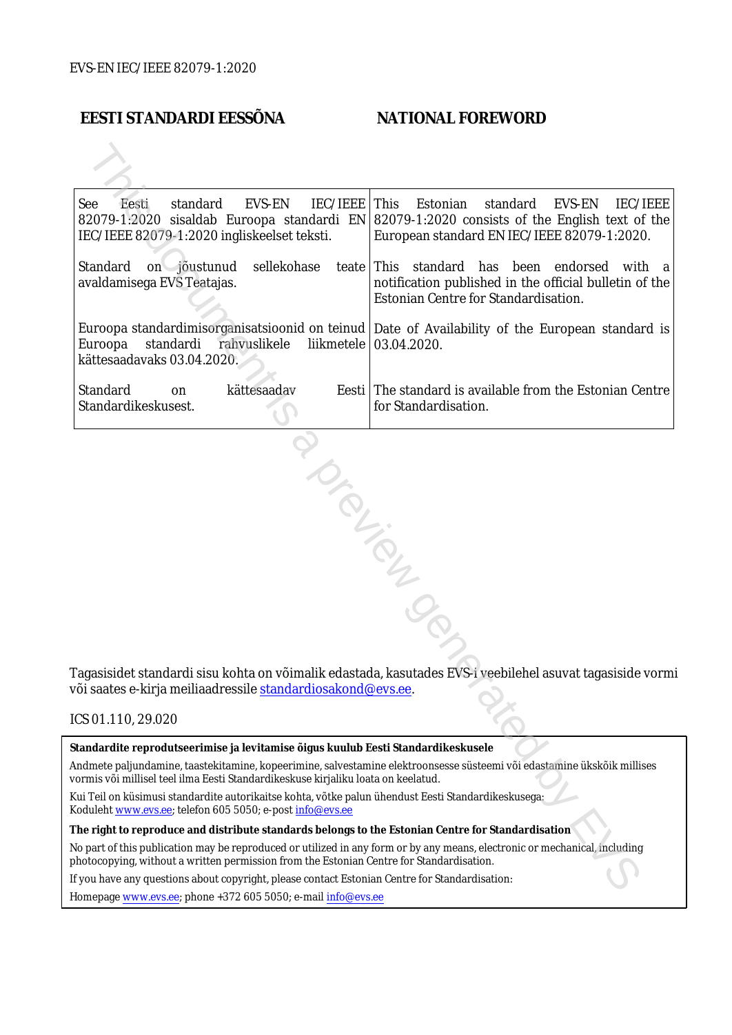EVS-EN IEC/IEEE 82079-1:2020

| EESTI STANDARDI EESSÕNA | NATIONAL FOREWORD |
|---|---|
| See Eesti standard EVS-EN IEC/IEEE 82079-1:2020 sisaldab Euroopa standardi EN IEC/IEEE 82079-1:2020 ingliskeelset teksti. | This Estonian standard EVS-EN IEC/IEEE 82079-1:2020 consists of the English text of the European standard EN IEC/IEEE 82079-1:2020. |
| Standard on jõustunud sellekohase teate avaldamisega EVS Teatajas. | This standard has been endorsed with a notification published in the official bulletin of the Estonian Centre for Standardisation. |
| Euroopa standardimisorganisatsioonid on teinud Euroopa standardi rahvuslikele liikmetele kättesaadavaks 03.04.2020. | Date of Availability of the European standard is 03.04.2020. |
| Standard on kättesaadav Eesti Standardikeskusest. | The standard is available from the Estonian Centre for Standardisation. |

Tagasisidet standardi sisu kohta on võimalik edastada, kasutades EVS-i veebilehel asuvat tagasiside vormi või saates e-kirja meiliaadressile standardiosakond@evs.ee.

ICS 01.110, 29.020

**Standardite reprodutseerimise ja levitamise õigus kuulub Eesti Standardikeskusele**

Andmete paljundamine, taastekitamine, kopeerimine, salvestamine elektroonsesse süsteemi või edastamine ükskõik millises vormis või millisel teel ilma Eesti Standardikeskuse kirjaliku loata on keelatud.

Kui Teil on küsimusi standardite autorikaitse kohta, võtke palun ühendust Eesti Standardikeskusega:
Koduleht www.evs.ee; telefon 605 5050; e-post info@evs.ee

**The right to reproduce and distribute standards belongs to the Estonian Centre for Standardisation**

No part of this publication may be reproduced or utilized in any form or by any means, electronic or mechanical, including photocopying, without a written permission from the Estonian Centre for Standardisation.

If you have any questions about copyright, please contact Estonian Centre for Standardisation:

Homepage www.evs.ee; phone +372 605 5050; e-mail info@evs.ee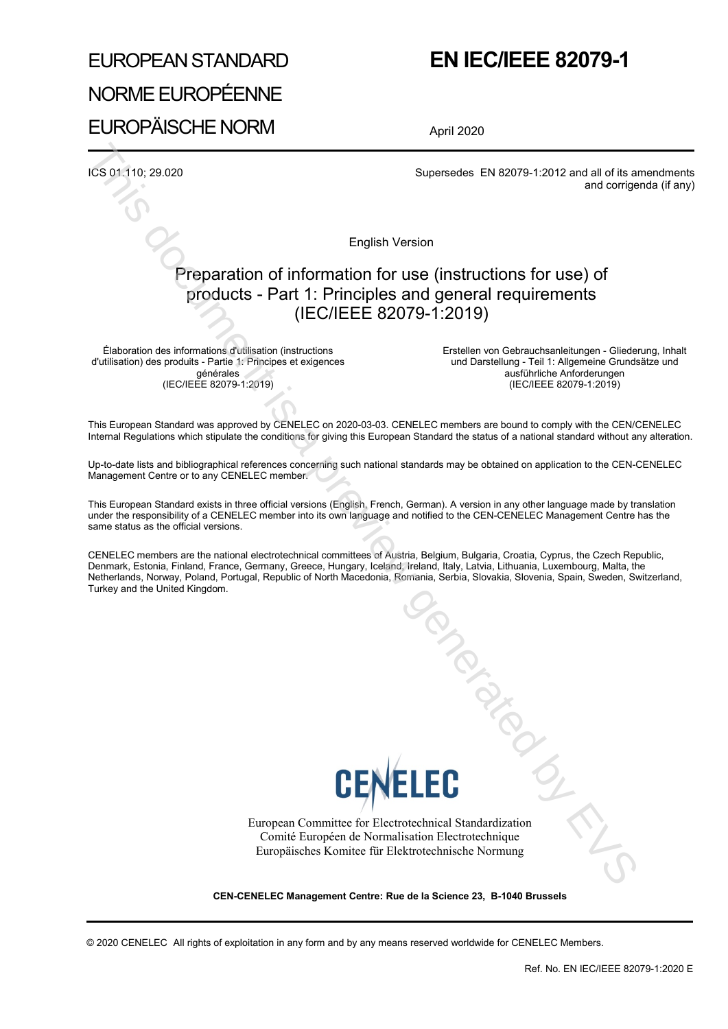# EUROPEAN STANDARD

# NORME EUROPÉENNE

# EUROPÄISCHE NORM

# EN IEC/IEEE 82079-1

April 2020

ICS 01.110; 29.020

Supersedes EN 82079-1:2012 and all of its amendments and corrigenda (if any)

English Version

## Preparation of information for use (instructions for use) of products - Part 1: Principles and general requirements (IEC/IEEE 82079-1:2019)

Élaboration des informations d'utilisation (instructions d'utilisation) des produits - Partie 1: Principes et exigences générales
(IEC/IEEE 82079-1:2019)

Erstellen von Gebrauchsanleitungen - Gliederung, Inhalt und Darstellung - Teil 1: Allgemeine Grundsätze und ausführliche Anforderungen
(IEC/IEEE 82079-1:2019)

This European Standard was approved by CENELEC on 2020-03-03. CENELEC members are bound to comply with the CEN/CENELEC Internal Regulations which stipulate the conditions for giving this European Standard the status of a national standard without any alteration.

Up-to-date lists and bibliographical references concerning such national standards may be obtained on application to the CEN-CENELEC Management Centre or to any CENELEC member.

This European Standard exists in three official versions (English, French, German). A version in any other language made by translation under the responsibility of a CENELEC member into its own language and notified to the CEN-CENELEC Management Centre has the same status as the official versions.

CENELEC members are the national electrotechnical committees of Austria, Belgium, Bulgaria, Croatia, Cyprus, the Czech Republic, Denmark, Estonia, Finland, France, Germany, Greece, Hungary, Iceland, Ireland, Italy, Latvia, Lithuania, Luxembourg, Malta, the Netherlands, Norway, Poland, Portugal, Republic of North Macedonia, Romania, Serbia, Slovakia, Slovenia, Spain, Sweden, Switzerland, Turkey and the United Kingdom.

CENELEC

European Committee for Electrotechnical Standardization
Comité Européen de Normalisation Electrotechnique
Europäisches Komitee für Elektrotechnische Normung

**CEN-CENELEC Management Centre: Rue de la Science 23, B-1040 Brussels**

© 2020 CENELEC All rights of exploitation in any form and by any means reserved worldwide for CENELEC Members.

Ref. No. EN IEC/IEEE 82079-1:2020 E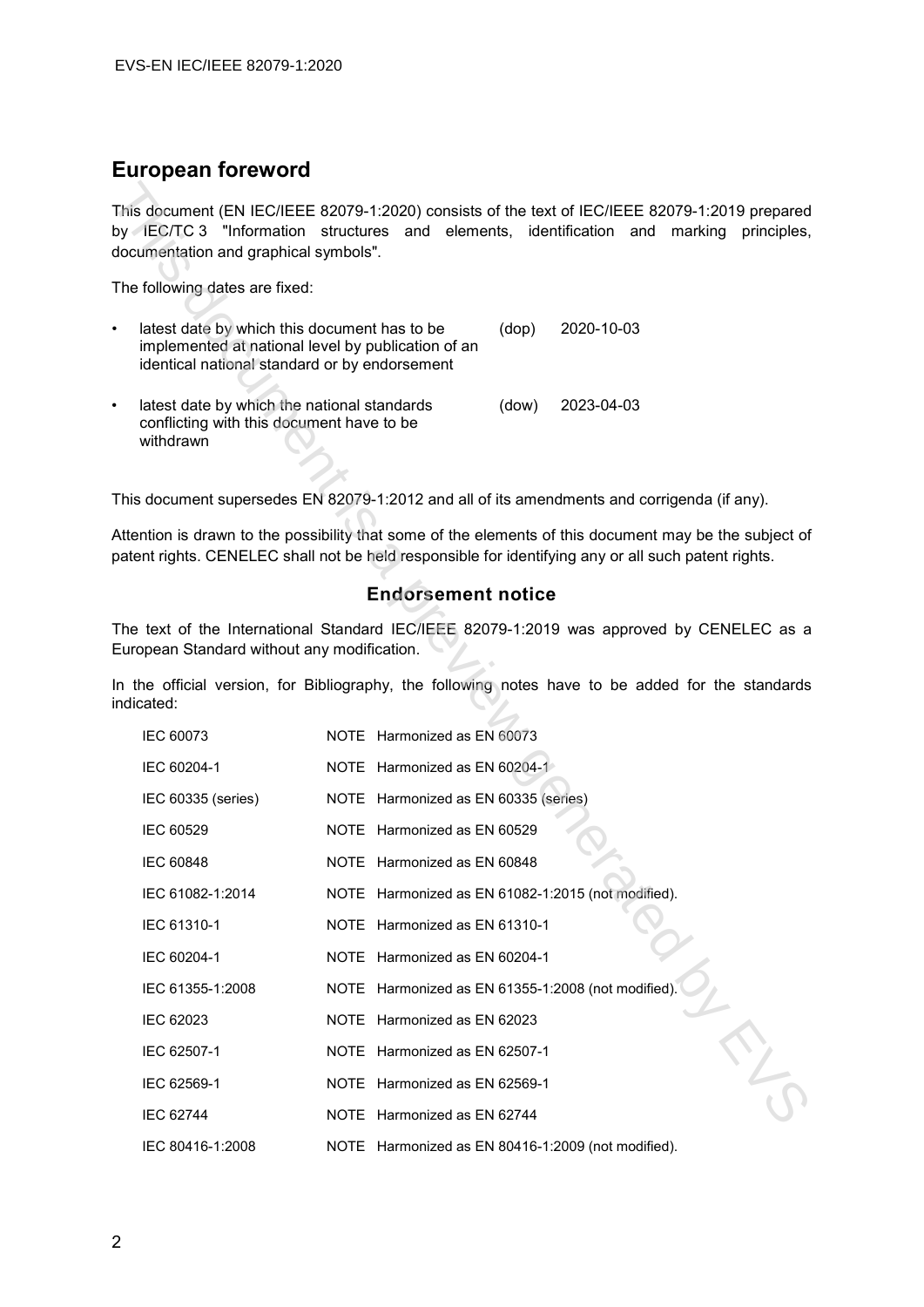## European foreword

This document (EN IEC/IEEE 82079-1:2020) consists of the text of IEC/IEEE 82079-1:2019 prepared by IEC/TC 3 "Information structures and elements, identification and marking principles, documentation and graphical symbols".

The following dates are fixed:

- latest date by which this document has to be implemented at national level by publication of an identical national standard or by endorsement (dop) 2020-10-03
- latest date by which the national standards conflicting with this document have to be withdrawn (dow) 2023-04-03

This document supersedes EN 82079-1:2012 and all of its amendments and corrigenda (if any).

Attention is drawn to the possibility that some of the elements of this document may be the subject of patent rights. CENELEC shall not be held responsible for identifying any or all such patent rights.

### Endorsement notice

The text of the International Standard IEC/IEEE 82079-1:2019 was approved by CENELEC as a European Standard without any modification.

In the official version, for Bibliography, the following notes have to be added for the standards indicated:

| | |
|---|---|
| IEC 60073 | NOTE Harmonized as EN 60073 |
| IEC 60204-1 | NOTE Harmonized as EN 60204-1 |
| IEC 60335 (series) | NOTE Harmonized as EN 60335 (series) |
| IEC 60529 | NOTE Harmonized as EN 60529 |
| IEC 60848 | NOTE Harmonized as EN 60848 |
| IEC 61082-1:2014 | NOTE Harmonized as EN 61082-1:2015 (not modified). |
| IEC 61310-1 | NOTE Harmonized as EN 61310-1 |
| IEC 60204-1 | NOTE Harmonized as EN 60204-1 |
| IEC 61355-1:2008 | NOTE Harmonized as EN 61355-1:2008 (not modified). |
| IEC 62023 | NOTE Harmonized as EN 62023 |
| IEC 62507-1 | NOTE Harmonized as EN 62507-1 |
| IEC 62569-1 | NOTE Harmonized as EN 62569-1 |
| IEC 62744 | NOTE Harmonized as EN 62744 |
| IEC 80416-1:2008 | NOTE Harmonized as EN 80416-1:2009 (not modified). |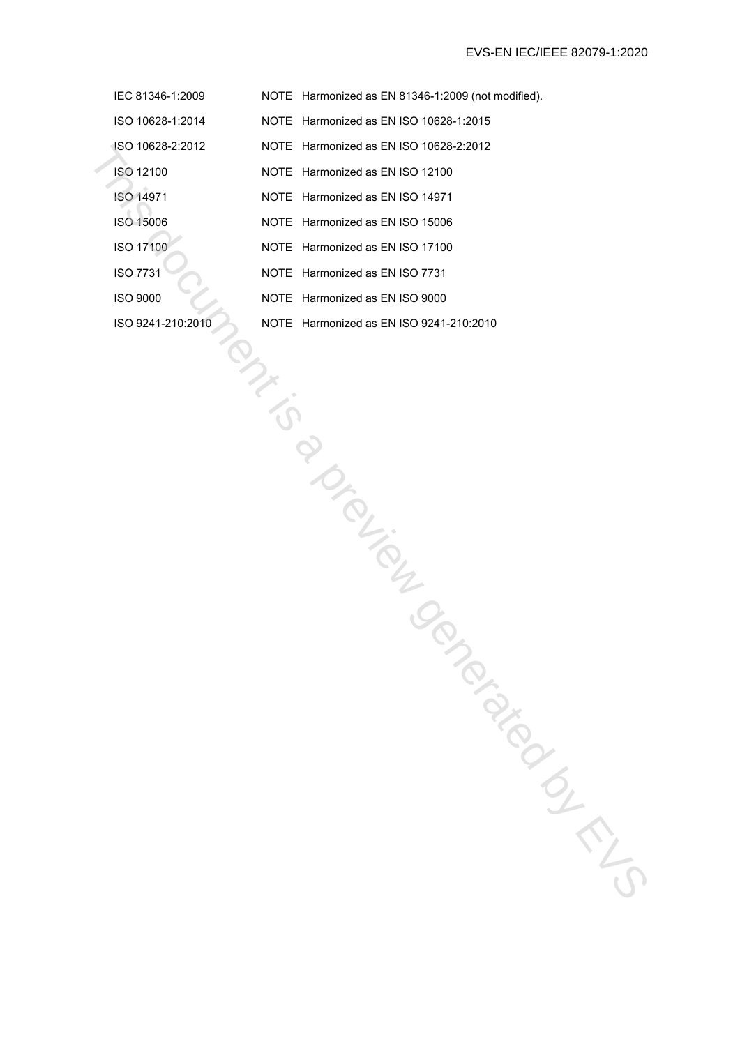IEC 81346-1:2009 NOTE Harmonized as EN 81346-1:2009 (not modified).

ISO 10628-1:2014 NOTE Harmonized as EN ISO 10628-1:2015

ISO 10628-2:2012 NOTE Harmonized as EN ISO 10628-2:2012

ISO 12100 NOTE Harmonized as EN ISO 12100

ISO 14971 NOTE Harmonized as EN ISO 14971

ISO 15006 NOTE Harmonized as EN ISO 15006

ISO 17100 NOTE Harmonized as EN ISO 17100

ISO 7731 NOTE Harmonized as EN ISO 7731

ISO 9000 NOTE Harmonized as EN ISO 9000

ISO 9241-210:2010 NOTE Harmonized as EN ISO 9241-210:2010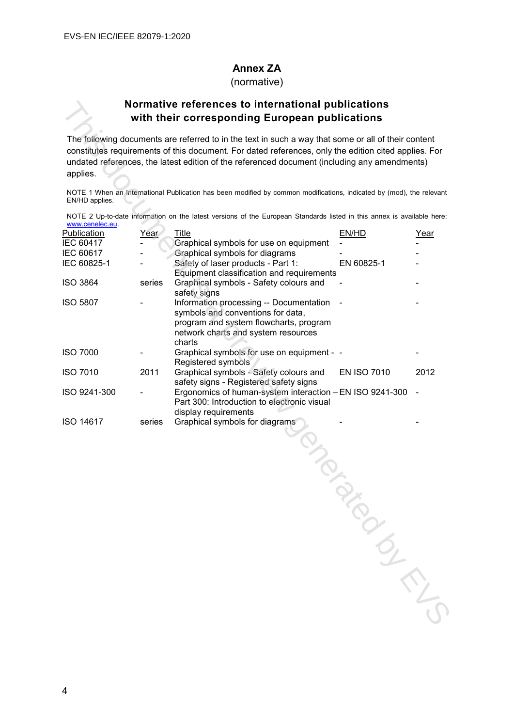# Annex ZA
(normative)

## Normative references to international publications with their corresponding European publications

The following documents are referred to in the text in such a way that some or all of their content constitutes requirements of this document. For dated references, only the edition cited applies. For undated references, the latest edition of the referenced document (including any amendments) applies.

NOTE 1 When an International Publication has been modified by common modifications, indicated by (mod), the relevant EN/HD applies.

NOTE 2 Up-to-date information on the latest versions of the European Standards listed in this annex is available here: www.cenelec.eu.

| Publication | Year | Title | EN/HD | Year |
|---|---|---|---|---|
| IEC 60417 | - | Graphical symbols for use on equipment | - | - |
| IEC 60617 | - | Graphical symbols for diagrams | - | - |
| IEC 60825-1 | - | Safety of laser products - Part 1: Equipment classification and requirements | EN 60825-1 | - |
| ISO 3864 | series | Graphical symbols - Safety colours and safety signs | - | - |
| ISO 5807 | - | Information processing -- Documentation symbols and conventions for data, program and system flowcharts, program network charts and system resources charts | - | - |
| ISO 7000 | - | Graphical symbols for use on equipment - Registered symbols | - | - |
| ISO 7010 | 2011 | Graphical symbols - Safety colours and safety signs - Registered safety signs | EN ISO 7010 | 2012 |
| ISO 9241-300 | - | Ergonomics of human-system interaction – Part 300: Introduction to electronic visual display requirements | EN ISO 9241-300 | - |
| ISO 14617 | series | Graphical symbols for diagrams | - | - |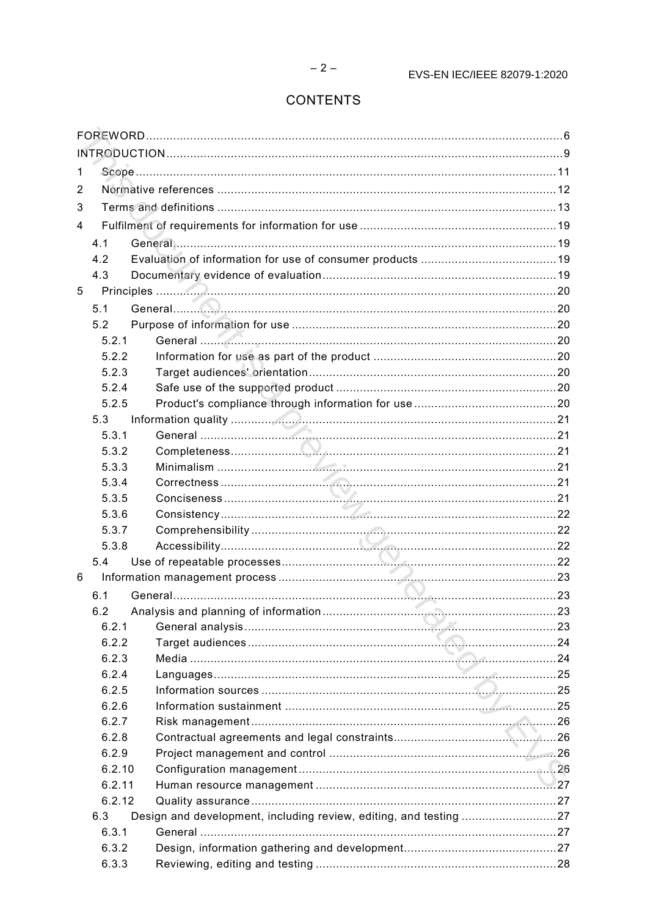# CONTENTS

FOREWORD .......... 6
INTRODUCTION .......... 9
1 Scope .......... 11
2 Normative references .......... 12
3 Terms and definitions .......... 13
4 Fulfilment of requirements for information for use .......... 19
  4.1 General .......... 19
  4.2 Evaluation of information for use of consumer products .......... 19
  4.3 Documentary evidence of evaluation .......... 19
5 Principles .......... 20
  5.1 General .......... 20
  5.2 Purpose of information for use .......... 20
    5.2.1 General .......... 20
    5.2.2 Information for use as part of the product .......... 20
    5.2.3 Target audiences' orientation .......... 20
    5.2.4 Safe use of the supported product .......... 20
    5.2.5 Product's compliance through information for use .......... 20
  5.3 Information quality .......... 21
    5.3.1 General .......... 21
    5.3.2 Completeness .......... 21
    5.3.3 Minimalism .......... 21
    5.3.4 Correctness .......... 21
    5.3.5 Conciseness .......... 21
    5.3.6 Consistency .......... 22
    5.3.7 Comprehensibility .......... 22
    5.3.8 Accessibility .......... 22
  5.4 Use of repeatable processes .......... 22
6 Information management process .......... 23
  6.1 General .......... 23
  6.2 Analysis and planning of information .......... 23
    6.2.1 General analysis .......... 23
    6.2.2 Target audiences .......... 24
    6.2.3 Media .......... 24
    6.2.4 Languages .......... 25
    6.2.5 Information sources .......... 25
    6.2.6 Information sustainment .......... 25
    6.2.7 Risk management .......... 26
    6.2.8 Contractual agreements and legal constraints .......... 26
    6.2.9 Project management and control .......... 26
    6.2.10 Configuration management .......... 26
    6.2.11 Human resource management .......... 27
    6.2.12 Quality assurance .......... 27
  6.3 Design and development, including review, editing, and testing .......... 27
    6.3.1 General .......... 27
    6.3.2 Design, information gathering and development .......... 27
    6.3.3 Reviewing, editing and testing .......... 28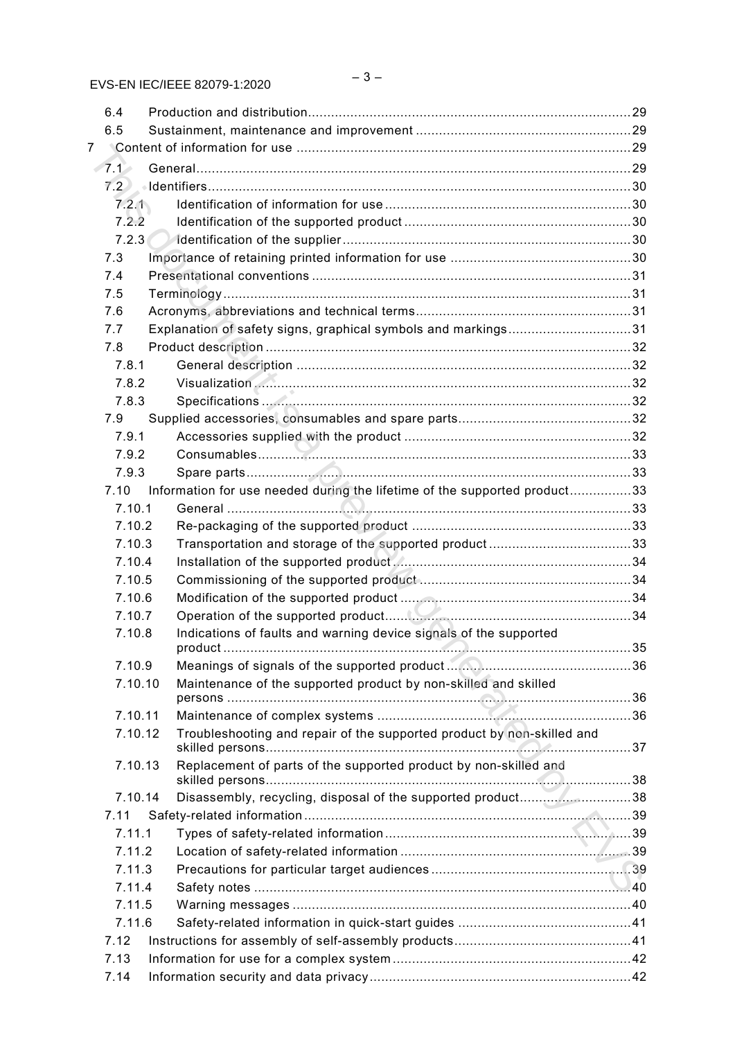6.4 Production and distribution ........ 29
6.5 Sustainment, maintenance and improvement ........ 29

7 Content of information for use ........ 29
7.1 General ........ 29
7.2 Identifiers ........ 30
7.2.1 Identification of information for use ........ 30
7.2.2 Identification of the supported product ........ 30
7.2.3 Identification of the supplier ........ 30
7.3 Importance of retaining printed information for use ........ 30
7.4 Presentational conventions ........ 31
7.5 Terminology ........ 31
7.6 Acronyms, abbreviations and technical terms ........ 31
7.7 Explanation of safety signs, graphical symbols and markings ........ 31
7.8 Product description ........ 32
7.8.1 General description ........ 32
7.8.2 Visualization ........ 32
7.8.3 Specifications ........ 32
7.9 Supplied accessories, consumables and spare parts ........ 32
7.9.1 Accessories supplied with the product ........ 32
7.9.2 Consumables ........ 33
7.9.3 Spare parts ........ 33
7.10 Information for use needed during the lifetime of the supported product ........ 33
7.10.1 General ........ 33
7.10.2 Re-packaging of the supported product ........ 33
7.10.3 Transportation and storage of the supported product ........ 33
7.10.4 Installation of the supported product ........ 34
7.10.5 Commissioning of the supported product ........ 34
7.10.6 Modification of the supported product ........ 34
7.10.7 Operation of the supported product ........ 34
7.10.8 Indications of faults and warning device signals of the supported product ........ 35
7.10.9 Meanings of signals of the supported product ........ 36
7.10.10 Maintenance of the supported product by non-skilled and skilled persons ........ 36
7.10.11 Maintenance of complex systems ........ 36
7.10.12 Troubleshooting and repair of the supported product by non-skilled and skilled persons ........ 37
7.10.13 Replacement of parts of the supported product by non-skilled and skilled persons ........ 38
7.10.14 Disassembly, recycling, disposal of the supported product ........ 38
7.11 Safety-related information ........ 39
7.11.1 Types of safety-related information ........ 39
7.11.2 Location of safety-related information ........ 39
7.11.3 Precautions for particular target audiences ........ 39
7.11.4 Safety notes ........ 40
7.11.5 Warning messages ........ 40
7.11.6 Safety-related information in quick-start guides ........ 41
7.12 Instructions for assembly of self-assembly products ........ 41
7.13 Information for use for a complex system ........ 42
7.14 Information security and data privacy ........ 42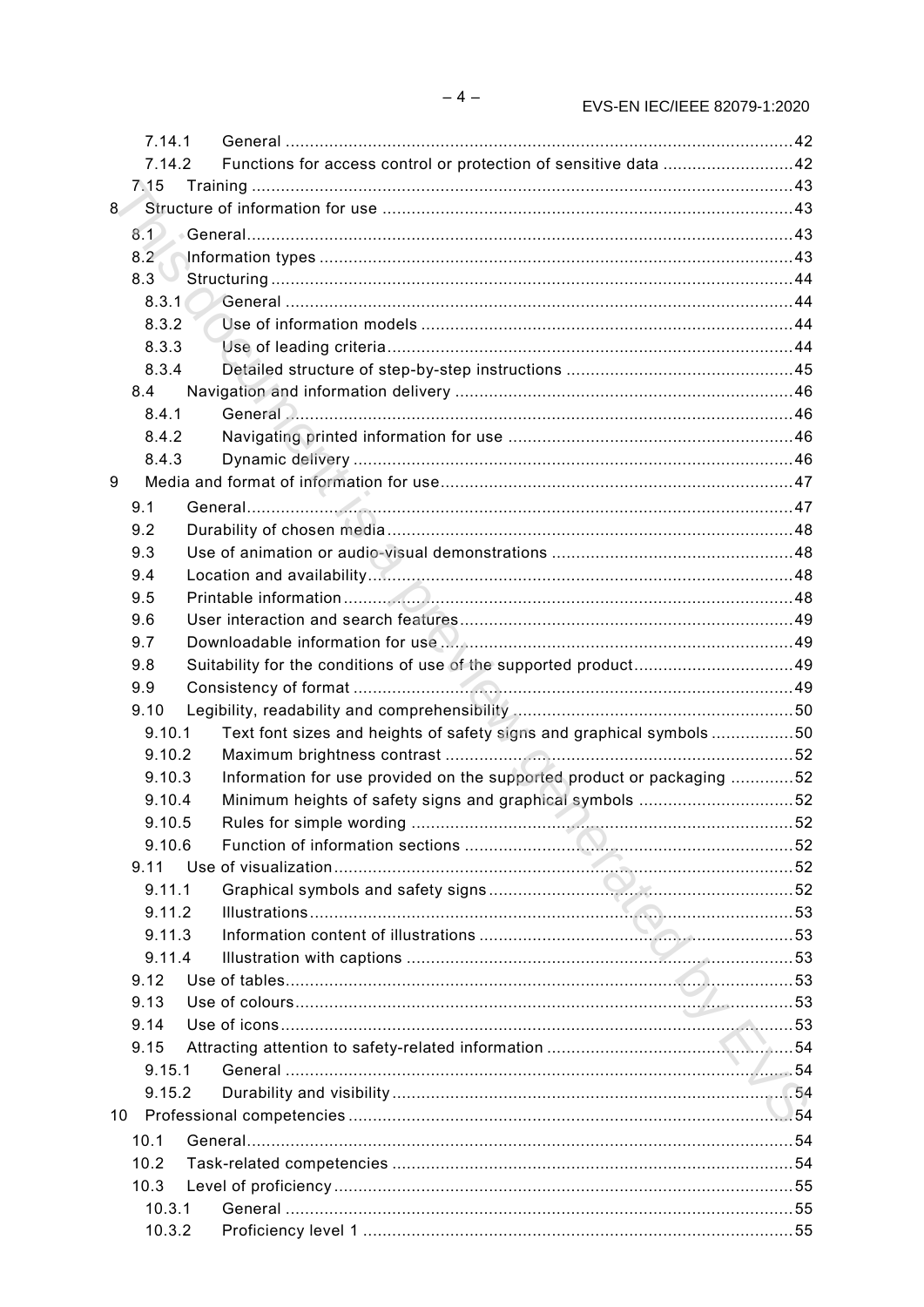7.14.1 General ......................................................................................................42
7.14.2 Functions for access control or protection of sensitive data ...........................42
7.15 Training ...............................................................................................................43
8 Structure of information for use ......................................................................................43
8.1 General...................................................................................................................43
8.2 Information types ...................................................................................................43
8.3 Structuring ............................................................................................................44
8.3.1 General ..........................................................................................................44
8.3.2 Use of information models .............................................................................44
8.3.3 Use of leading criteria.....................................................................................44
8.3.4 Detailed structure of step-by-step instructions ...............................................45
8.4 Navigation and information delivery ......................................................................46
8.4.1 General ..........................................................................................................46
8.4.2 Navigating printed information for use ...........................................................46
8.4.3 Dynamic delivery ............................................................................................46
9 Media and format of information for use.........................................................................47
9.1 General...................................................................................................................47
9.2 Durability of chosen media ....................................................................................48
9.3 Use of animation or audio-visual demonstrations ..................................................48
9.4 Location and availability.........................................................................................48
9.5 Printable information ..............................................................................................48
9.6 User interaction and search features......................................................................49
9.7 Downloadable information for use .........................................................................49
9.8 Suitability for the conditions of use of the supported product.................................49
9.9 Consistency of format ............................................................................................49
9.10 Legibility, readability and comprehensibility ..........................................................50
9.10.1 Text font sizes and heights of safety signs and graphical symbols .................50
9.10.2 Maximum brightness contrast .........................................................................52
9.10.3 Information for use provided on the supported product or packaging .............52
9.10.4 Minimum heights of safety signs and graphical symbols ................................52
9.10.5 Rules for simple wording ................................................................................52
9.10.6 Function of information sections ....................................................................52
9.11 Use of visualization ...............................................................................................52
9.11.1 Graphical symbols and safety signs ...............................................................52
9.11.2 Illustrations.....................................................................................................53
9.11.3 Information content of illustrations .................................................................53
9.11.4 Illustration with captions ................................................................................53
9.12 Use of tables..........................................................................................................53
9.13 Use of colours........................................................................................................53
9.14 Use of icons...........................................................................................................53
9.15 Attracting attention to safety-related information ....................................................54
9.15.1 General ..........................................................................................................54
9.15.2 Durability and visibility ...................................................................................54
10 Professional competencies ............................................................................................54
10.1 General...................................................................................................................54
10.2 Task-related competencies ....................................................................................54
10.3 Level of proficiency ...............................................................................................55
10.3.1 General ..........................................................................................................55
10.3.2 Proficiency level 1 ..........................................................................................55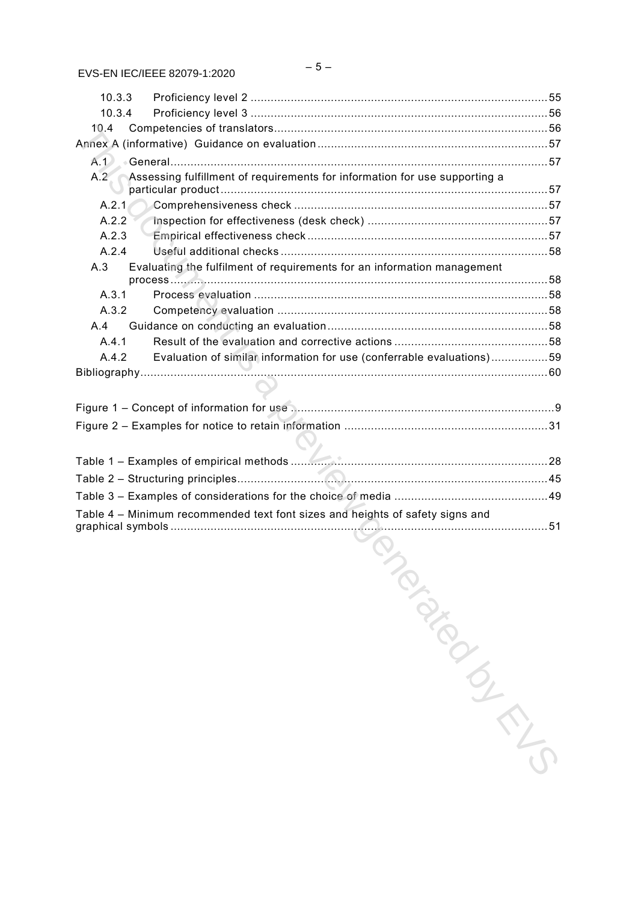10.3.3 Proficiency level 2 ........................................................................................ 55
10.3.4 Proficiency level 3 ........................................................................................ 56
10.4 Competencies of translators ................................................................................. 56

Annex A (informative) Guidance on evaluation .................................................................... 57

A.1 General ................................................................................................................ 57
A.2 Assessing fulfillment of requirements for information for use supporting a particular product ................................................................................................. 57
A.2.1 Comprehensiveness check ........................................................................... 57
A.2.2 Inspection for effectiveness (desk check) ..................................................... 57
A.2.3 Empirical effectiveness check ....................................................................... 57
A.2.4 Useful additional checks ............................................................................... 58
A.3 Evaluating the fulfilment of requirements for an information management process ................................................................................................................ 58
A.3.1 Process evaluation ....................................................................................... 58
A.3.2 Competency evaluation ................................................................................ 58
A.4 Guidance on conducting an evaluation ................................................................. 58
A.4.1 Result of the evaluation and corrective actions ............................................. 58
A.4.2 Evaluation of similar information for use (conferrable evaluations) ................. 59

Bibliography ........................................................................................................................ 60

Figure 1 – Concept of information for use .............................................................................. 9
Figure 2 – Examples for notice to retain information ............................................................ 31

Table 1 – Examples of empirical methods ............................................................................. 28
Table 2 – Structuring principles ............................................................................................. 45
Table 3 – Examples of considerations for the choice of media .............................................. 49
Table 4 – Minimum recommended text font sizes and heights of safety signs and graphical symbols ................................................................................................................ 51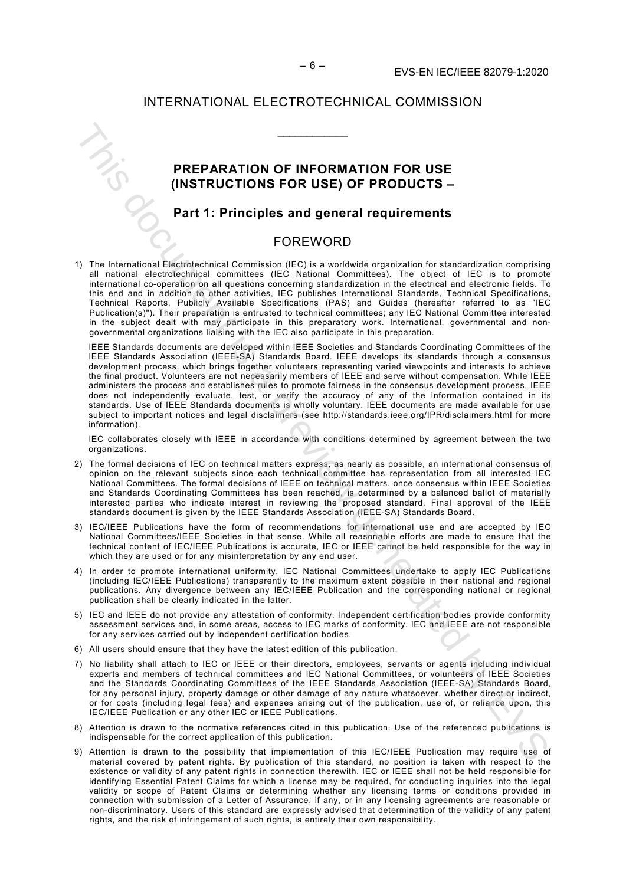INTERNATIONAL ELECTROTECHNICAL COMMISSION

___________

# PREPARATION OF INFORMATION FOR USE (INSTRUCTIONS FOR USE) OF PRODUCTS –

## Part 1: Principles and general requirements

## FOREWORD

1) The International Electrotechnical Commission (IEC) is a worldwide organization for standardization comprising all national electrotechnical committees (IEC National Committees). The object of IEC is to promote international co-operation on all questions concerning standardization in the electrical and electronic fields. To this end and in addition to other activities, IEC publishes International Standards, Technical Specifications, Technical Reports, Publicly Available Specifications (PAS) and Guides (hereafter referred to as "IEC Publication(s)"). Their preparation is entrusted to technical committees; any IEC National Committee interested in the subject dealt with may participate in this preparatory work. International, governmental and non-governmental organizations liaising with the IEC also participate in this preparation.

   IEEE Standards documents are developed within IEEE Societies and Standards Coordinating Committees of the IEEE Standards Association (IEEE-SA) Standards Board. IEEE develops its standards through a consensus development process, which brings together volunteers representing varied viewpoints and interests to achieve the final product. Volunteers are not necessarily members of IEEE and serve without compensation. While IEEE administers the process and establishes rules to promote fairness in the consensus development process, IEEE does not independently evaluate, test, or verify the accuracy of any of the information contained in its standards. Use of IEEE Standards documents is wholly voluntary. IEEE documents are made available for use subject to important notices and legal disclaimers (see http://standards.ieee.org/IPR/disclaimers.html for more information).

   IEC collaborates closely with IEEE in accordance with conditions determined by agreement between the two organizations.

2) The formal decisions of IEC on technical matters express, as nearly as possible, an international consensus of opinion on the relevant subjects since each technical committee has representation from all interested IEC National Committees. The formal decisions of IEEE on technical matters, once consensus within IEEE Societies and Standards Coordinating Committees has been reached, is determined by a balanced ballot of materially interested parties who indicate interest in reviewing the proposed standard. Final approval of the IEEE standards document is given by the IEEE Standards Association (IEEE-SA) Standards Board.

3) IEC/IEEE Publications have the form of recommendations for international use and are accepted by IEC National Committees/IEEE Societies in that sense. While all reasonable efforts are made to ensure that the technical content of IEC/IEEE Publications is accurate, IEC or IEEE cannot be held responsible for the way in which they are used or for any misinterpretation by any end user.

4) In order to promote international uniformity, IEC National Committees undertake to apply IEC Publications (including IEC/IEEE Publications) transparently to the maximum extent possible in their national and regional publications. Any divergence between any IEC/IEEE Publication and the corresponding national or regional publication shall be clearly indicated in the latter.

5) IEC and IEEE do not provide any attestation of conformity. Independent certification bodies provide conformity assessment services and, in some areas, access to IEC marks of conformity. IEC and IEEE are not responsible for any services carried out by independent certification bodies.

6) All users should ensure that they have the latest edition of this publication.

7) No liability shall attach to IEC or IEEE or their directors, employees, servants or agents including individual experts and members of technical committees and IEC National Committees, or volunteers of IEEE Societies and the Standards Coordinating Committees of the IEEE Standards Association (IEEE-SA) Standards Board, for any personal injury, property damage or other damage of any nature whatsoever, whether direct or indirect, or for costs (including legal fees) and expenses arising out of the publication, use of, or reliance upon, this IEC/IEEE Publication or any other IEC or IEEE Publications.

8) Attention is drawn to the normative references cited in this publication. Use of the referenced publications is indispensable for the correct application of this publication.

9) Attention is drawn to the possibility that implementation of this IEC/IEEE Publication may require use of material covered by patent rights. By publication of this standard, no position is taken with respect to the existence or validity of any patent rights in connection therewith. IEC or IEEE shall not be held responsible for identifying Essential Patent Claims for which a license may be required, for conducting inquiries into the legal validity or scope of Patent Claims or determining whether any licensing terms or conditions provided in connection with submission of a Letter of Assurance, if any, or in any licensing agreements are reasonable or non-discriminatory. Users of this standard are expressly advised that determination of the validity of any patent rights, and the risk of infringement of such rights, is entirely their own responsibility.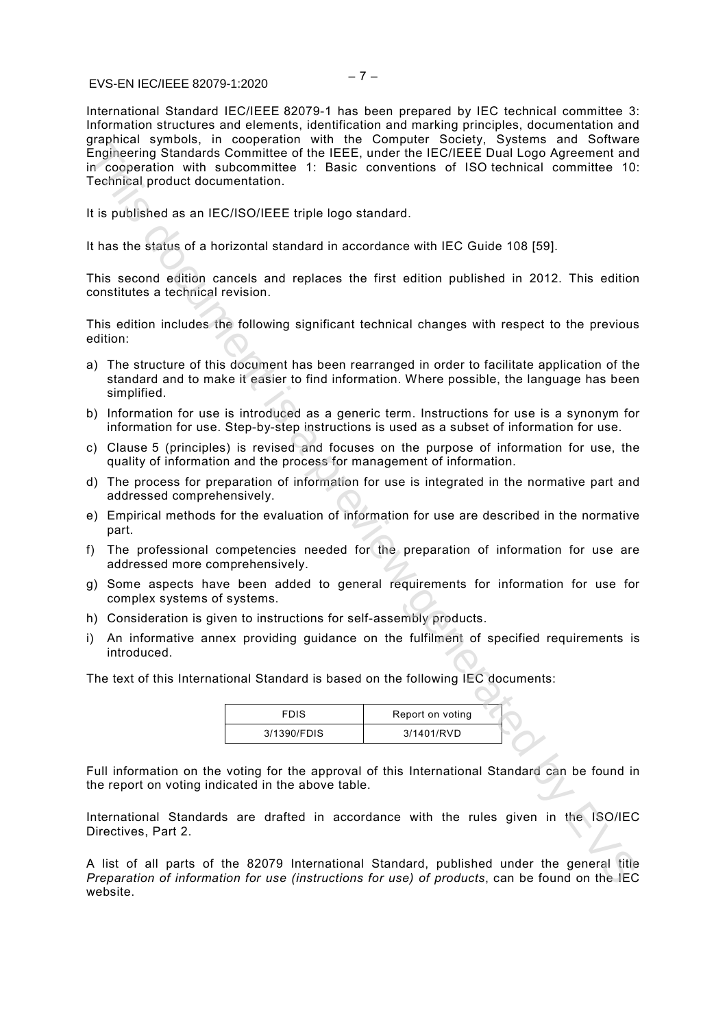International Standard IEC/IEEE 82079-1 has been prepared by IEC technical committee 3: Information structures and elements, identification and marking principles, documentation and graphical symbols, in cooperation with the Computer Society, Systems and Software Engineering Standards Committee of the IEEE, under the IEC/IEEE Dual Logo Agreement and in cooperation with subcommittee 1: Basic conventions of ISO technical committee 10: Technical product documentation.

It is published as an IEC/ISO/IEEE triple logo standard.

It has the status of a horizontal standard in accordance with IEC Guide 108 [59].

This second edition cancels and replaces the first edition published in 2012. This edition constitutes a technical revision.

This edition includes the following significant technical changes with respect to the previous edition:

a) The structure of this document has been rearranged in order to facilitate application of the standard and to make it easier to find information. Where possible, the language has been simplified.
b) Information for use is introduced as a generic term. Instructions for use is a synonym for information for use. Step-by-step instructions is used as a subset of information for use.
c) Clause 5 (principles) is revised and focuses on the purpose of information for use, the quality of information and the process for management of information.
d) The process for preparation of information for use is integrated in the normative part and addressed comprehensively.
e) Empirical methods for the evaluation of information for use are described in the normative part.
f) The professional competencies needed for the preparation of information for use are addressed more comprehensively.
g) Some aspects have been added to general requirements for information for use for complex systems of systems.
h) Consideration is given to instructions for self-assembly products.
i) An informative annex providing guidance on the fulfilment of specified requirements is introduced.

The text of this International Standard is based on the following IEC documents:

| FDIS | Report on voting |
|---|---|
| 3/1390/FDIS | 3/1401/RVD |

Full information on the voting for the approval of this International Standard can be found in the report on voting indicated in the above table.

International Standards are drafted in accordance with the rules given in the ISO/IEC Directives, Part 2.

A list of all parts of the 82079 International Standard, published under the general title *Preparation of information for use (instructions for use) of products*, can be found on the IEC website.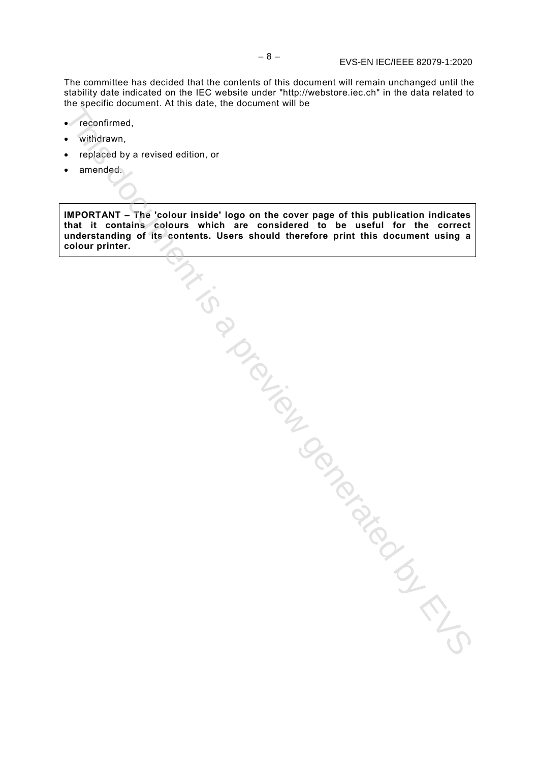The committee has decided that the contents of this document will remain unchanged until the stability date indicated on the IEC website under "http://webstore.iec.ch" in the data related to the specific document. At this date, the document will be

- reconfirmed,
- withdrawn,
- replaced by a revised edition, or
- amended.

**IMPORTANT – The 'colour inside' logo on the cover page of this publication indicates that it contains colours which are considered to be useful for the correct understanding of its contents. Users should therefore print this document using a colour printer.**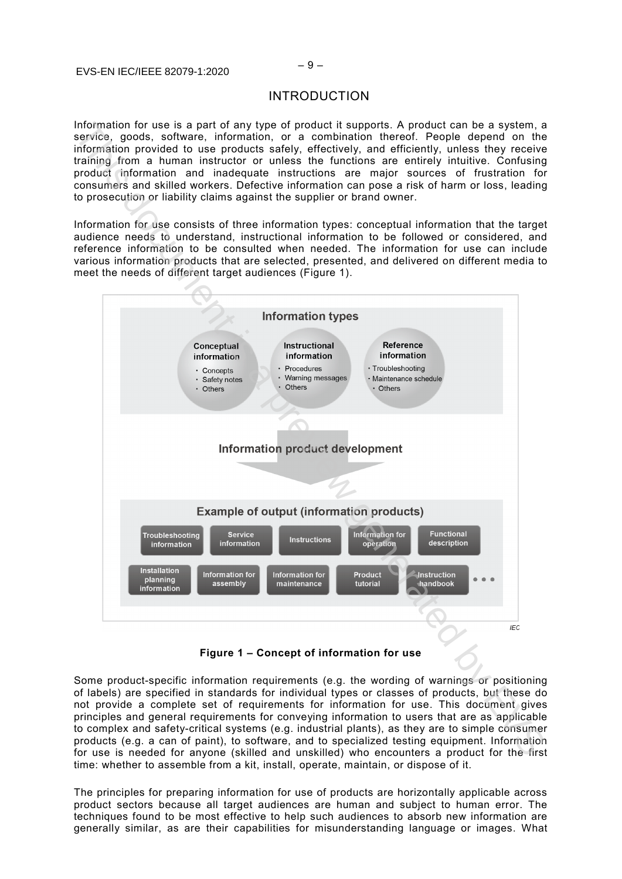# INTRODUCTION

Information for use is a part of any type of product it supports. A product can be a system, a service, goods, software, information, or a combination thereof. People depend on the information provided to use products safely, effectively, and efficiently, unless they receive training from a human instructor or unless the functions are entirely intuitive. Confusing product information and inadequate instructions are major sources of frustration for consumers and skilled workers. Defective information can pose a risk of harm or loss, leading to prosecution or liability claims against the supplier or brand owner.

Information for use consists of three information types: conceptual information that the target audience needs to understand, instructional information to be followed or considered, and reference information to be consulted when needed. The information for use can include various information products that are selected, presented, and delivered on different media to meet the needs of different target audiences (Figure 1).

**Information types**

- **Conceptual information**
  - Concepts
  - Safety notes
  - Others
- **Instructional information**
  - Procedures
  - Warning messages
  - Others
- **Reference information**
  - Troubleshooting
  - Maintenance schedule
  - Others

**Information product development**

**Example of output (information products)**

Troubleshooting information | Service information | Instructions | Information for operation | Functional description | Installation planning information | Information for assembly | Information for maintenance | Product tutorial | Instruction handbook | ...

*IEC*

**Figure 1 – Concept of information for use**

Some product-specific information requirements (e.g. the wording of warnings or positioning of labels) are specified in standards for individual types or classes of products, but these do not provide a complete set of requirements for information for use. This document gives principles and general requirements for conveying information to users that are as applicable to complex and safety-critical systems (e.g. industrial plants), as they are to simple consumer products (e.g. a can of paint), to software, and to specialized testing equipment. Information for use is needed for anyone (skilled and unskilled) who encounters a product for the first time: whether to assemble from a kit, install, operate, maintain, or dispose of it.

The principles for preparing information for use of products are horizontally applicable across product sectors because all target audiences are human and subject to human error. The techniques found to be most effective to help such audiences to absorb new information are generally similar, as are their capabilities for misunderstanding language or images. What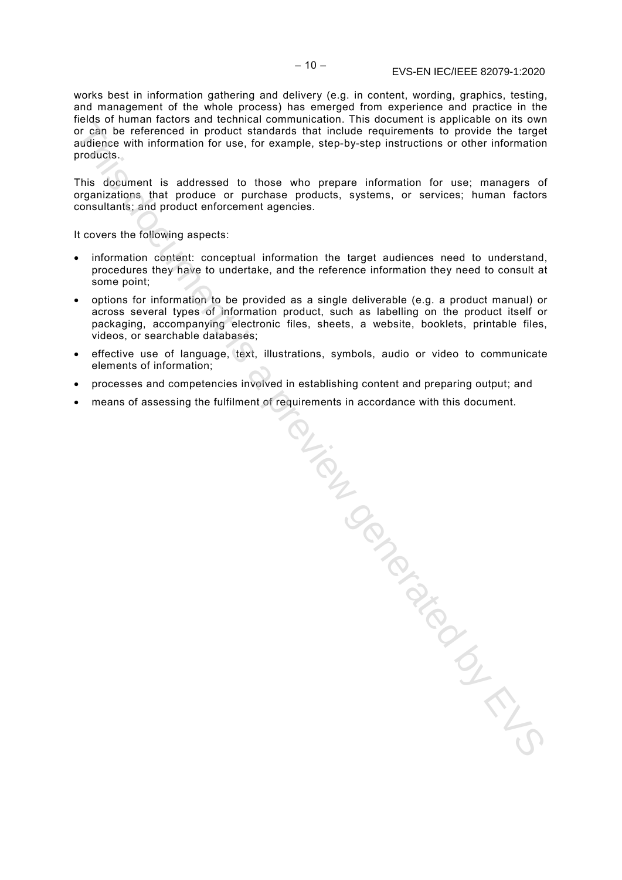works best in information gathering and delivery (e.g. in content, wording, graphics, testing, and management of the whole process) has emerged from experience and practice in the fields of human factors and technical communication. This document is applicable on its own or can be referenced in product standards that include requirements to provide the target audience with information for use, for example, step-by-step instructions or other information products.

This document is addressed to those who prepare information for use; managers of organizations that produce or purchase products, systems, or services; human factors consultants; and product enforcement agencies.

It covers the following aspects:

- information content: conceptual information the target audiences need to understand, procedures they have to undertake, and the reference information they need to consult at some point;
- options for information to be provided as a single deliverable (e.g. a product manual) or across several types of information product, such as labelling on the product itself or packaging, accompanying electronic files, sheets, a website, booklets, printable files, videos, or searchable databases;
- effective use of language, text, illustrations, symbols, audio or video to communicate elements of information;
- processes and competencies involved in establishing content and preparing output; and
- means of assessing the fulfilment of requirements in accordance with this document.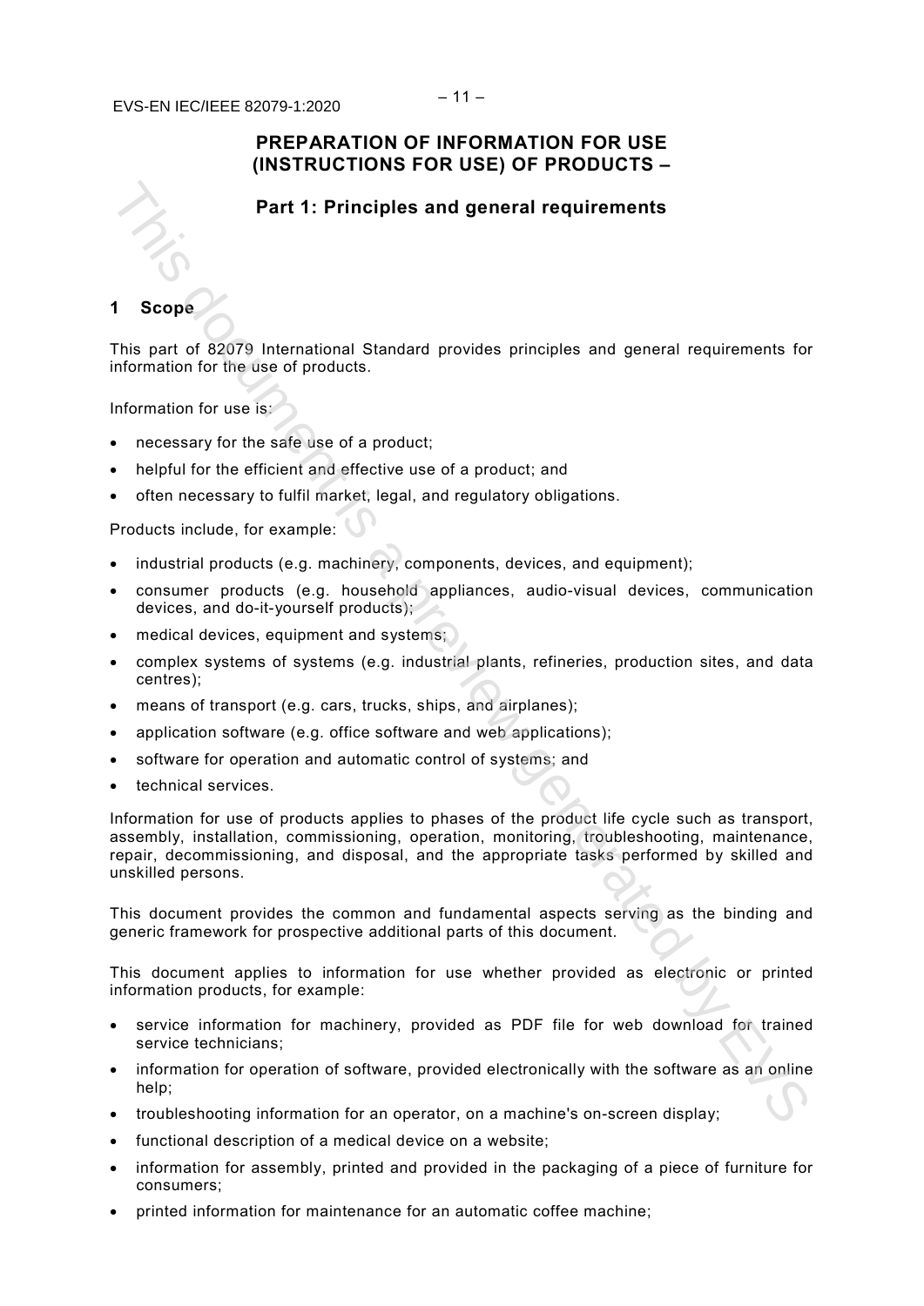# PREPARATION OF INFORMATION FOR USE (INSTRUCTIONS FOR USE) OF PRODUCTS –

## Part 1: Principles and general requirements

## 1 Scope

This part of 82079 International Standard provides principles and general requirements for information for the use of products.

Information for use is:

- necessary for the safe use of a product;
- helpful for the efficient and effective use of a product; and
- often necessary to fulfil market, legal, and regulatory obligations.

Products include, for example:

- industrial products (e.g. machinery, components, devices, and equipment);
- consumer products (e.g. household appliances, audio-visual devices, communication devices, and do-it-yourself products);
- medical devices, equipment and systems;
- complex systems of systems (e.g. industrial plants, refineries, production sites, and data centres);
- means of transport (e.g. cars, trucks, ships, and airplanes);
- application software (e.g. office software and web applications);
- software for operation and automatic control of systems; and
- technical services.

Information for use of products applies to phases of the product life cycle such as transport, assembly, installation, commissioning, operation, monitoring, troubleshooting, maintenance, repair, decommissioning, and disposal, and the appropriate tasks performed by skilled and unskilled persons.

This document provides the common and fundamental aspects serving as the binding and generic framework for prospective additional parts of this document.

This document applies to information for use whether provided as electronic or printed information products, for example:

- service information for machinery, provided as PDF file for web download for trained service technicians;
- information for operation of software, provided electronically with the software as an online help;
- troubleshooting information for an operator, on a machine's on-screen display;
- functional description of a medical device on a website;
- information for assembly, printed and provided in the packaging of a piece of furniture for consumers;
- printed information for maintenance for an automatic coffee machine;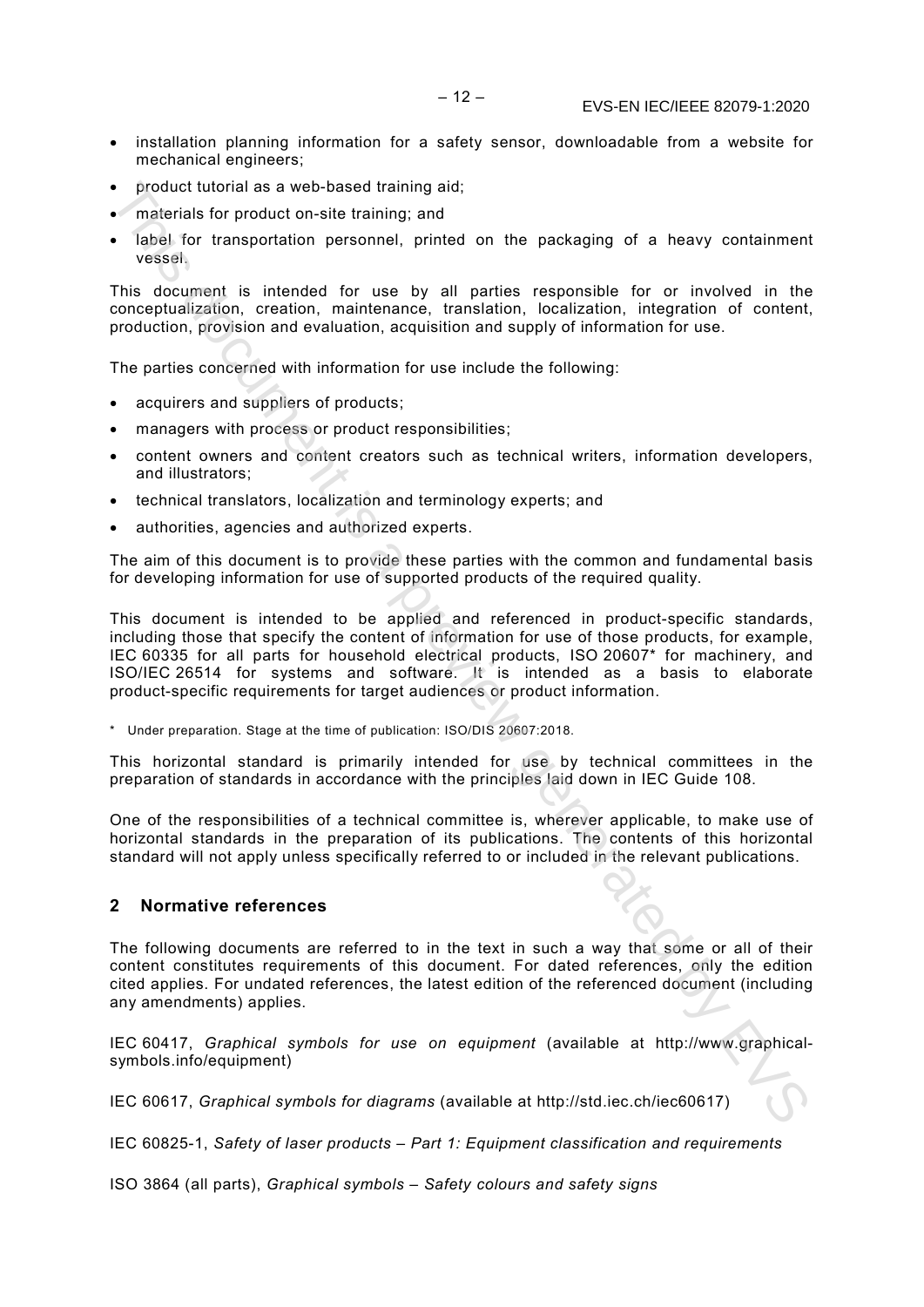- installation planning information for a safety sensor, downloadable from a website for mechanical engineers;
- product tutorial as a web-based training aid;
- materials for product on-site training; and
- label for transportation personnel, printed on the packaging of a heavy containment vessel.

This document is intended for use by all parties responsible for or involved in the conceptualization, creation, maintenance, translation, localization, integration of content, production, provision and evaluation, acquisition and supply of information for use.

The parties concerned with information for use include the following:

- acquirers and suppliers of products;
- managers with process or product responsibilities;
- content owners and content creators such as technical writers, information developers, and illustrators;
- technical translators, localization and terminology experts; and
- authorities, agencies and authorized experts.

The aim of this document is to provide these parties with the common and fundamental basis for developing information for use of supported products of the required quality.

This document is intended to be applied and referenced in product-specific standards, including those that specify the content of information for use of those products, for example, IEC 60335 for all parts for household electrical products, ISO 20607* for machinery, and ISO/IEC 26514 for systems and software. It is intended as a basis to elaborate product-specific requirements for target audiences or product information.

\* Under preparation. Stage at the time of publication: ISO/DIS 20607:2018.

This horizontal standard is primarily intended for use by technical committees in the preparation of standards in accordance with the principles laid down in IEC Guide 108.

One of the responsibilities of a technical committee is, wherever applicable, to make use of horizontal standards in the preparation of its publications. The contents of this horizontal standard will not apply unless specifically referred to or included in the relevant publications.

## 2 Normative references

The following documents are referred to in the text in such a way that some or all of their content constitutes requirements of this document. For dated references, only the edition cited applies. For undated references, the latest edition of the referenced document (including any amendments) applies.

IEC 60417, *Graphical symbols for use on equipment* (available at http://www.graphical-symbols.info/equipment)

IEC 60617, *Graphical symbols for diagrams* (available at http://std.iec.ch/iec60617)

IEC 60825-1, *Safety of laser products – Part 1: Equipment classification and requirements*

ISO 3864 (all parts), *Graphical symbols – Safety colours and safety signs*